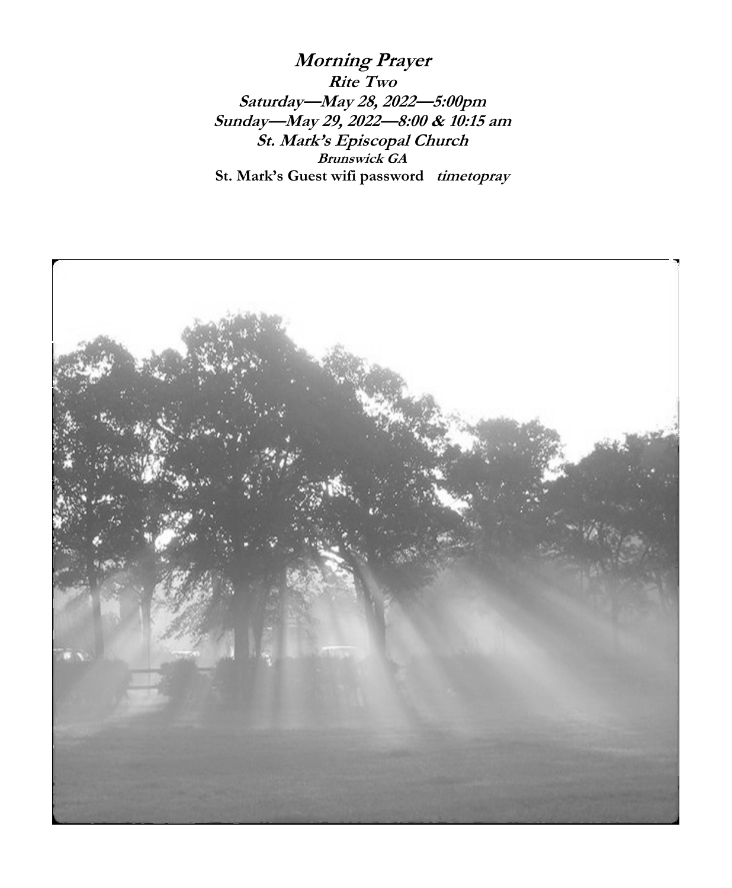# ***Morning Prayer***

***Rite Two***

***Saturday—May 28, 2022—5:00pm***

***Sunday—May 29, 2022—8:00 & 10:15 am***

***St. Mark's Episcopal Church***

***Brunswick GA***

**St. Mark's Guest wifi password** ***timetopray***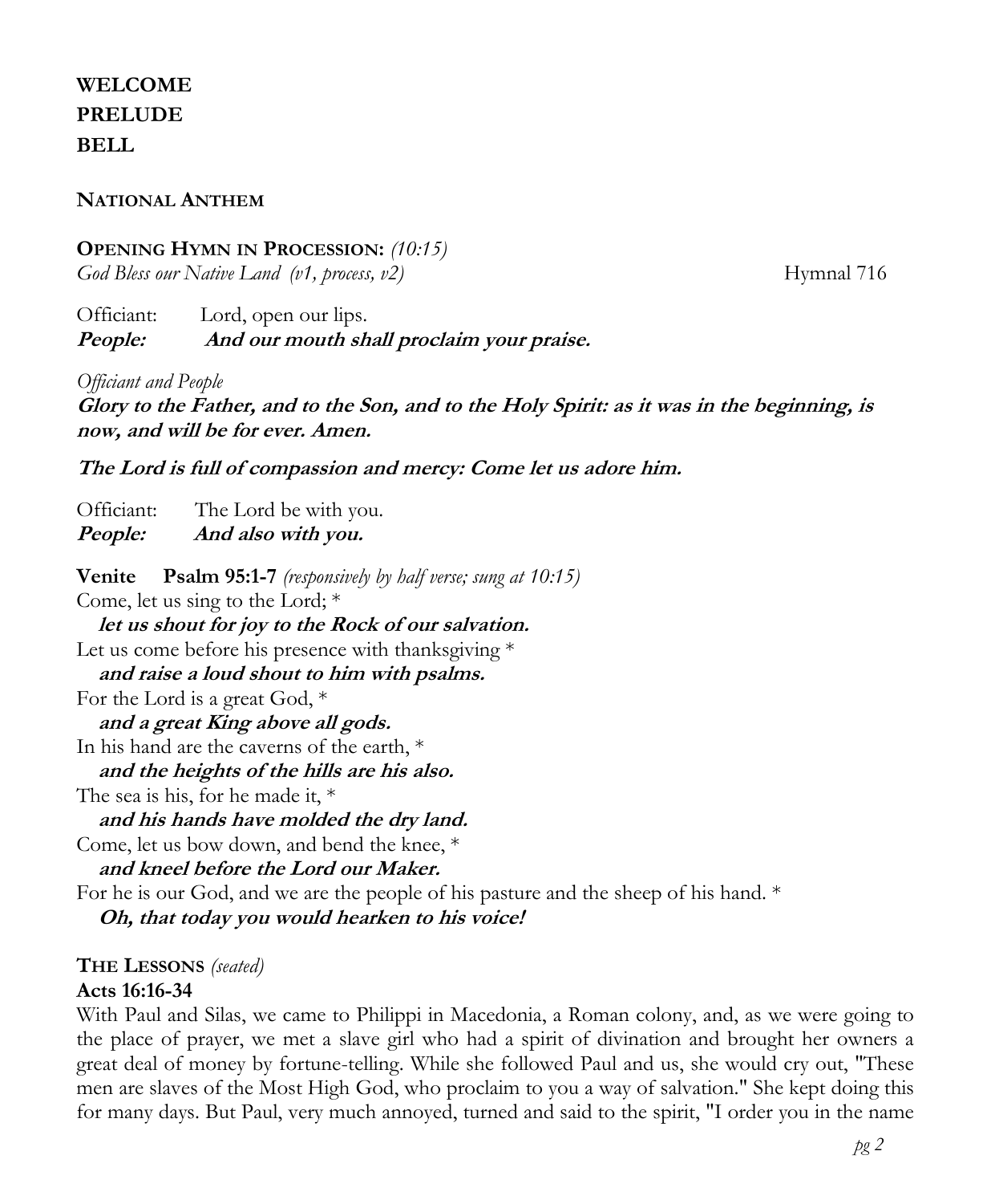**WELCOME**
**PRELUDE**
**BELL**

**NATIONAL ANTHEM**

**OPENING HYMN IN PROCESSION:** *(10:15)*
*God Bless our Native Land (v1, process, v2)* Hymnal 716

Officiant: Lord, open our lips.
***People: And our mouth shall proclaim your praise.***

*Officiant and People*
***Glory to the Father, and to the Son, and to the Holy Spirit: as it was in the beginning, is now, and will be for ever. Amen.***

***The Lord is full of compassion and mercy: Come let us adore him.***

Officiant: The Lord be with you.
***People: And also with you.***

**Venite Psalm 95:1-7** *(responsively by half verse; sung at 10:15)*
Come, let us sing to the Lord; *
***let us shout for joy to the Rock of our salvation.***
Let us come before his presence with thanksgiving *
***and raise a loud shout to him with psalms.***
For the Lord is a great God, *
***and a great King above all gods.***
In his hand are the caverns of the earth, *
***and the heights of the hills are his also.***
The sea is his, for he made it, *
***and his hands have molded the dry land.***
Come, let us bow down, and bend the knee, *
***and kneel before the Lord our Maker.***
For he is our God, and we are the people of his pasture and the sheep of his hand. *
***Oh, that today you would hearken to his voice!***

**THE LESSONS** *(seated)*
**Acts 16:16-34**
With Paul and Silas, we came to Philippi in Macedonia, a Roman colony, and, as we were going to the place of prayer, we met a slave girl who had a spirit of divination and brought her owners a great deal of money by fortune-telling. While she followed Paul and us, she would cry out, "These men are slaves of the Most High God, who proclaim to you a way of salvation." She kept doing this for many days. But Paul, very much annoyed, turned and said to the spirit, "I order you in the name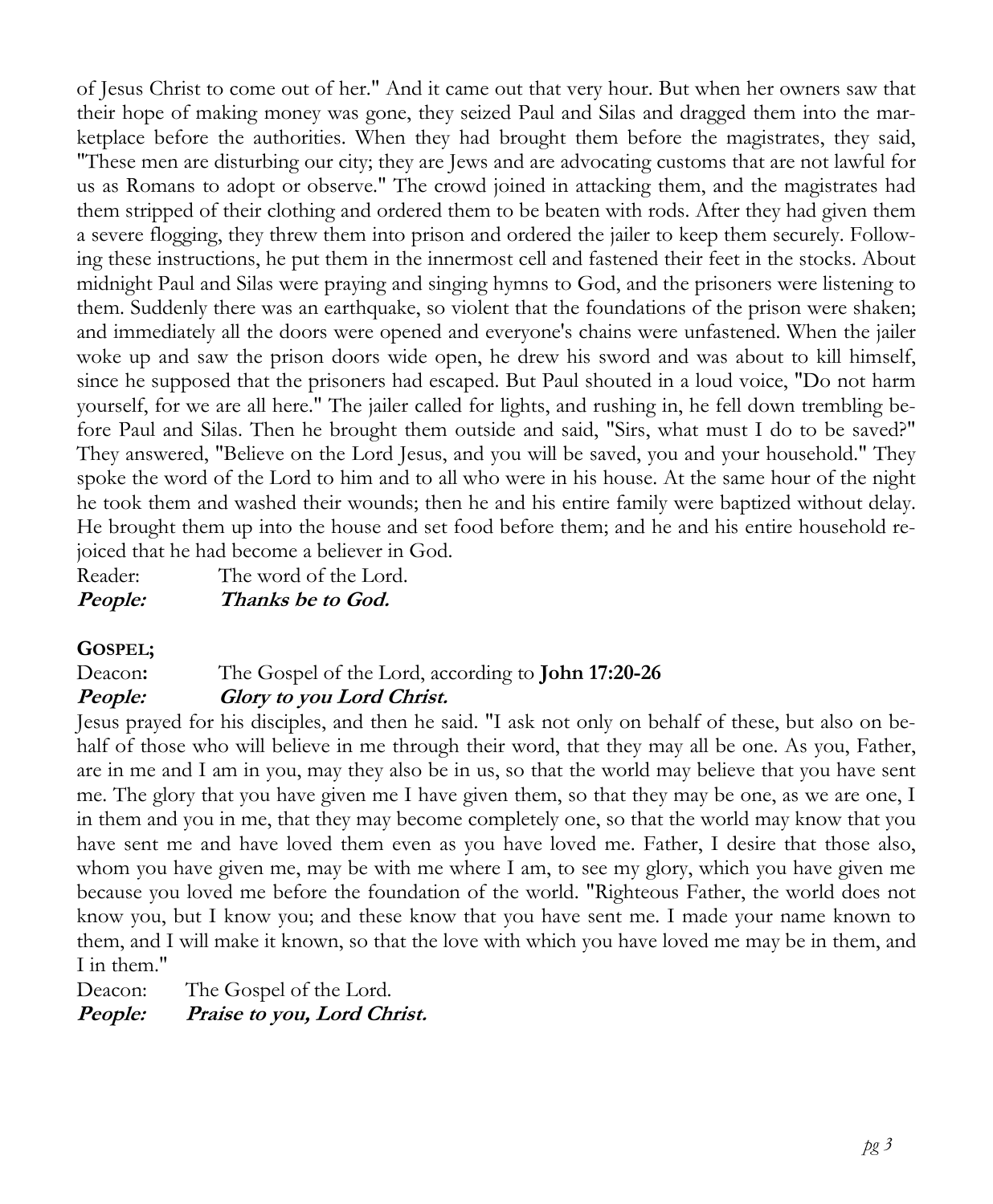of Jesus Christ to come out of her." And it came out that very hour. But when her owners saw that their hope of making money was gone, they seized Paul and Silas and dragged them into the marketplace before the authorities. When they had brought them before the magistrates, they said, "These men are disturbing our city; they are Jews and are advocating customs that are not lawful for us as Romans to adopt or observe." The crowd joined in attacking them, and the magistrates had them stripped of their clothing and ordered them to be beaten with rods. After they had given them a severe flogging, they threw them into prison and ordered the jailer to keep them securely. Following these instructions, he put them in the innermost cell and fastened their feet in the stocks. About midnight Paul and Silas were praying and singing hymns to God, and the prisoners were listening to them. Suddenly there was an earthquake, so violent that the foundations of the prison were shaken; and immediately all the doors were opened and everyone's chains were unfastened. When the jailer woke up and saw the prison doors wide open, he drew his sword and was about to kill himself, since he supposed that the prisoners had escaped. But Paul shouted in a loud voice, "Do not harm yourself, for we are all here." The jailer called for lights, and rushing in, he fell down trembling before Paul and Silas. Then he brought them outside and said, "Sirs, what must I do to be saved?" They answered, "Believe on the Lord Jesus, and you will be saved, you and your household." They spoke the word of the Lord to him and to all who were in his house. At the same hour of the night he took them and washed their wounds; then he and his entire family were baptized without delay. He brought them up into the house and set food before them; and he and his entire household rejoiced that he had become a believer in God.

Reader: The word of the Lord.
***People: Thanks be to God.***

**GOSPEL;**

Deacon**:** The Gospel of the Lord, according to **John 17:20-26**
***People: Glory to you Lord Christ.***

Jesus prayed for his disciples, and then he said. "I ask not only on behalf of these, but also on behalf of those who will believe in me through their word, that they may all be one. As you, Father, are in me and I am in you, may they also be in us, so that the world may believe that you have sent me. The glory that you have given me I have given them, so that they may be one, as we are one, I in them and you in me, that they may become completely one, so that the world may know that you have sent me and have loved them even as you have loved me. Father, I desire that those also, whom you have given me, may be with me where I am, to see my glory, which you have given me because you loved me before the foundation of the world. "Righteous Father, the world does not know you, but I know you; and these know that you have sent me. I made your name known to them, and I will make it known, so that the love with which you have loved me may be in them, and I in them."

Deacon: The Gospel of the Lord.
***People: Praise to you, Lord Christ.***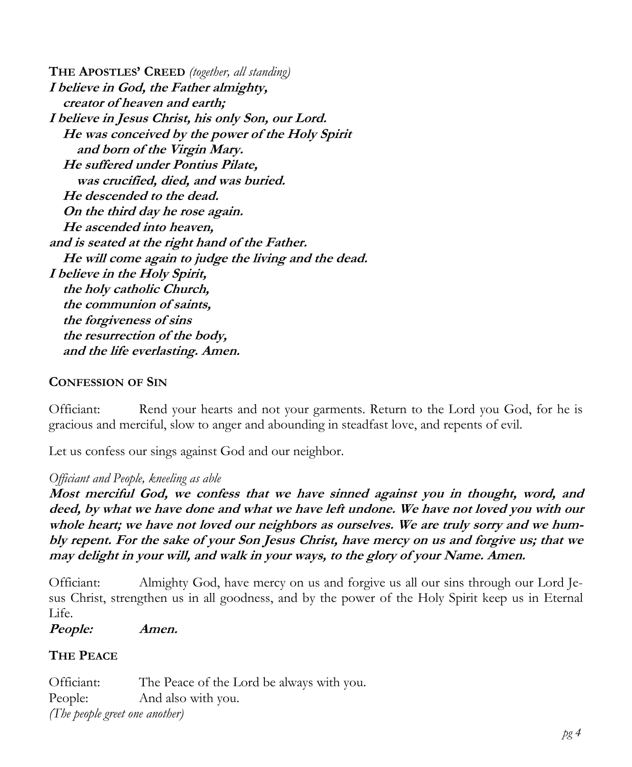**THE APOSTLES' CREED** *(together, all standing)*

***I believe in God, the Father almighty,***
***creator of heaven and earth;***
***I believe in Jesus Christ, his only Son, our Lord.***
***He was conceived by the power of the Holy Spirit***
***and born of the Virgin Mary.***
***He suffered under Pontius Pilate,***
***was crucified, died, and was buried.***
***He descended to the dead.***
***On the third day he rose again.***
***He ascended into heaven,***
***and is seated at the right hand of the Father.***
***He will come again to judge the living and the dead.***
***I believe in the Holy Spirit,***
***the holy catholic Church,***
***the communion of saints,***
***the forgiveness of sins***
***the resurrection of the body,***
***and the life everlasting. Amen.***

**CONFESSION OF SIN**

Officiant: Rend your hearts and not your garments. Return to the Lord you God, for he is gracious and merciful, slow to anger and abounding in steadfast love, and repents of evil.

Let us confess our sings against God and our neighbor.

*Officiant and People, kneeling as able*

***Most merciful God, we confess that we have sinned against you in thought, word, and deed, by what we have done and what we have left undone. We have not loved you with our whole heart; we have not loved our neighbors as ourselves. We are truly sorry and we humbly repent. For the sake of your Son Jesus Christ, have mercy on us and forgive us; that we may delight in your will, and walk in your ways, to the glory of your Name. Amen.***

Officiant: Almighty God, have mercy on us and forgive us all our sins through our Lord Jesus Christ, strengthen us in all goodness, and by the power of the Holy Spirit keep us in Eternal Life.

***People: Amen.***

**THE PEACE**

Officiant: The Peace of the Lord be always with you.
People: And also with you.
*(The people greet one another)*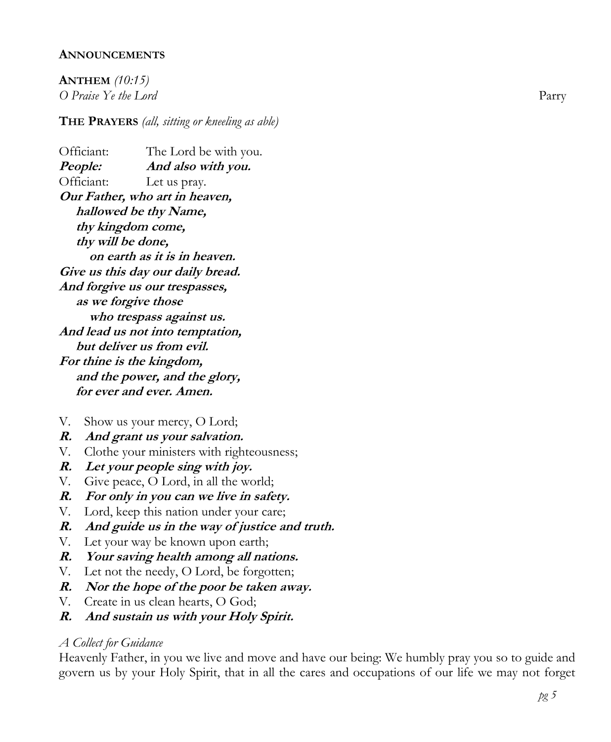**ANNOUNCEMENTS**

**ANTHEM** *(10:15)*
*O Praise Ye the Lord* Parry

**THE PRAYERS** *(all, sitting or kneeling as able)*

Officiant: The Lord be with you.
***People: And also with you.***
Officiant: Let us pray.

***Our Father, who art in heaven,***
***hallowed be thy Name,***
***thy kingdom come,***
***thy will be done,***
***on earth as it is in heaven.***
***Give us this day our daily bread.***
***And forgive us our trespasses,***
***as we forgive those***
***who trespass against us.***
***And lead us not into temptation,***
***but deliver us from evil.***
***For thine is the kingdom,***
***and the power, and the glory,***
***for ever and ever. Amen.***

V. Show us your mercy, O Lord;
***R. And grant us your salvation.***
V. Clothe your ministers with righteousness;
***R. Let your people sing with joy.***
V. Give peace, O Lord, in all the world;
***R. For only in you can we live in safety.***
V. Lord, keep this nation under your care;
***R. And guide us in the way of justice and truth.***
V. Let your way be known upon earth;
***R. Your saving health among all nations.***
V. Let not the needy, O Lord, be forgotten;
***R. Nor the hope of the poor be taken away.***
V. Create in us clean hearts, O God;
***R. And sustain us with your Holy Spirit.***

*A Collect for Guidance*
Heavenly Father, in you we live and move and have our being: We humbly pray you so to guide and govern us by your Holy Spirit, that in all the cares and occupations of our life we may not forget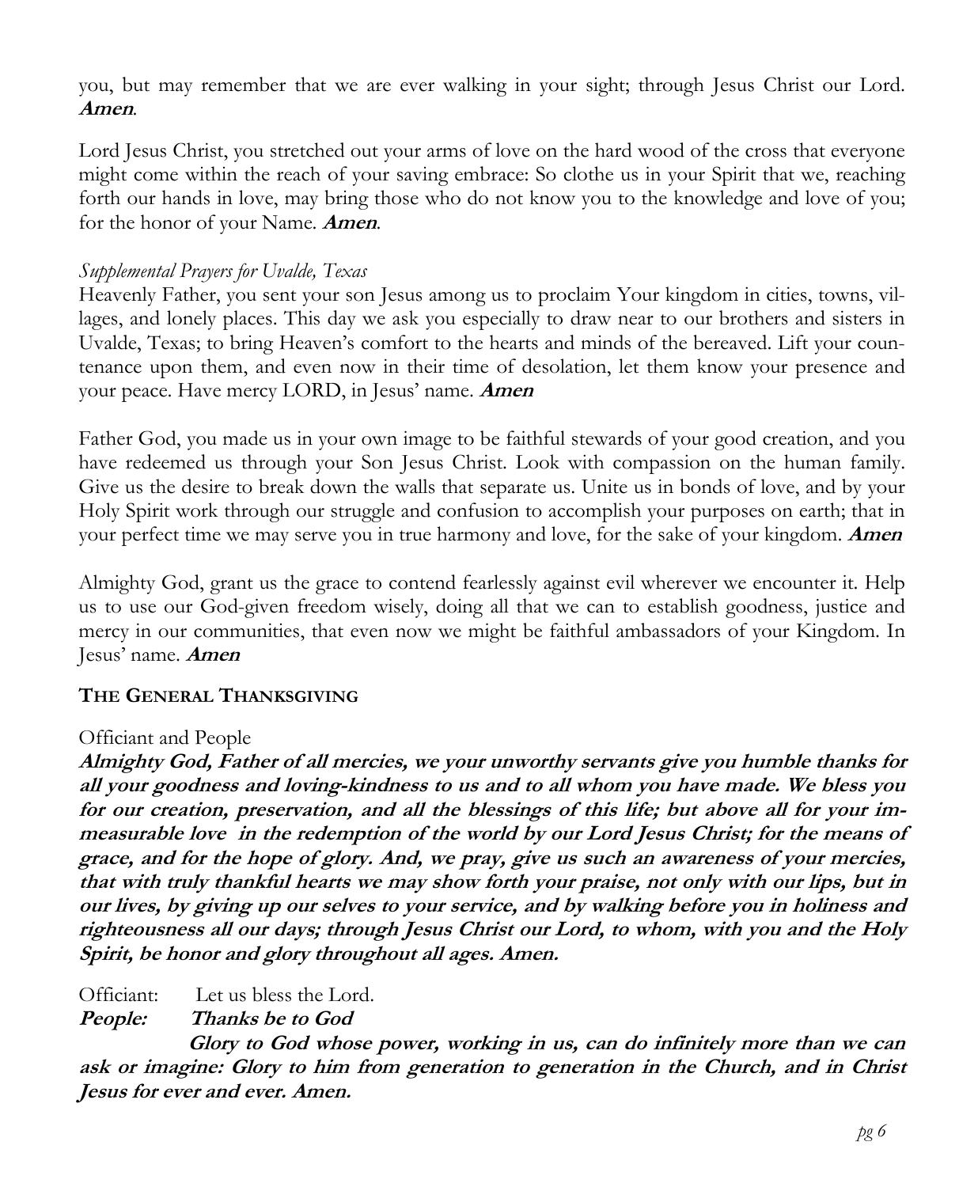you, but may remember that we are ever walking in your sight; through Jesus Christ our Lord. **Amen**.

Lord Jesus Christ, you stretched out your arms of love on the hard wood of the cross that everyone might come within the reach of your saving embrace: So clothe us in your Spirit that we, reaching forth our hands in love, may bring those who do not know you to the knowledge and love of you; for the honor of your Name. **Amen**.

*Supplemental Prayers for Uvalde, Texas*

Heavenly Father, you sent your son Jesus among us to proclaim Your kingdom in cities, towns, villages, and lonely places. This day we ask you especially to draw near to our brothers and sisters in Uvalde, Texas; to bring Heaven's comfort to the hearts and minds of the bereaved. Lift your countenance upon them, and even now in their time of desolation, let them know your presence and your peace. Have mercy LORD, in Jesus' name. **Amen**

Father God, you made us in your own image to be faithful stewards of your good creation, and you have redeemed us through your Son Jesus Christ. Look with compassion on the human family. Give us the desire to break down the walls that separate us. Unite us in bonds of love, and by your Holy Spirit work through our struggle and confusion to accomplish your purposes on earth; that in your perfect time we may serve you in true harmony and love, for the sake of your kingdom. **Amen**

Almighty God, grant us the grace to contend fearlessly against evil wherever we encounter it. Help us to use our God-given freedom wisely, doing all that we can to establish goodness, justice and mercy in our communities, that even now we might be faithful ambassadors of your Kingdom. In Jesus' name. **Amen**

**THE GENERAL THANKSGIVING**

Officiant and People

***Almighty God, Father of all mercies, we your unworthy servants give you humble thanks for all your goodness and loving-kindness to us and to all whom you have made. We bless you for our creation, preservation, and all the blessings of this life; but above all for your immeasurable love in the redemption of the world by our Lord Jesus Christ; for the means of grace, and for the hope of glory. And, we pray, give us such an awareness of your mercies, that with truly thankful hearts we may show forth your praise, not only with our lips, but in our lives, by giving up our selves to your service, and by walking before you in holiness and righteousness all our days; through Jesus Christ our Lord, to whom, with you and the Holy Spirit, be honor and glory throughout all ages. Amen.***

Officiant: Let us bless the Lord.

***People: Thanks be to God***

***Glory to God whose power, working in us, can do infinitely more than we can ask or imagine: Glory to him from generation to generation in the Church, and in Christ Jesus for ever and ever. Amen.***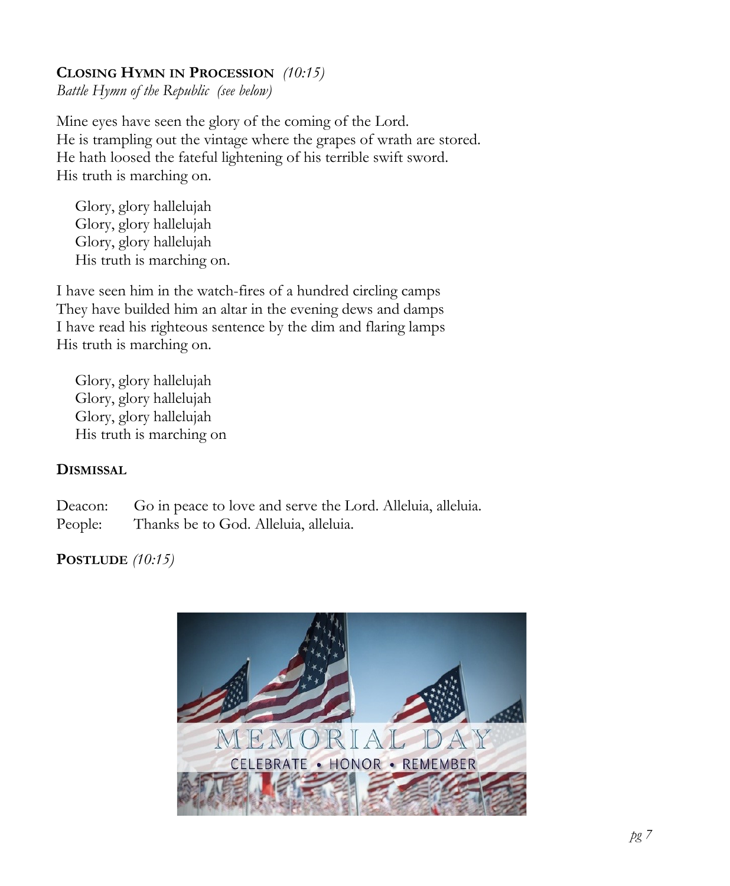**CLOSING HYMN IN PROCESSION** *(10:15)*
*Battle Hymn of the Republic (see below)*

Mine eyes have seen the glory of the coming of the Lord.
He is trampling out the vintage where the grapes of wrath are stored.
He hath loosed the fateful lightening of his terrible swift sword.
His truth is marching on.

Glory, glory hallelujah
Glory, glory hallelujah
Glory, glory hallelujah
His truth is marching on.

I have seen him in the watch-fires of a hundred circling camps
They have builded him an altar in the evening dews and damps
I have read his righteous sentence by the dim and flaring lamps
His truth is marching on.

Glory, glory hallelujah
Glory, glory hallelujah
Glory, glory hallelujah
His truth is marching on

**DISMISSAL**

Deacon: Go in peace to love and serve the Lord. Alleluia, alleluia.
People: Thanks be to God. Alleluia, alleluia.

**POSTLUDE** *(10:15)*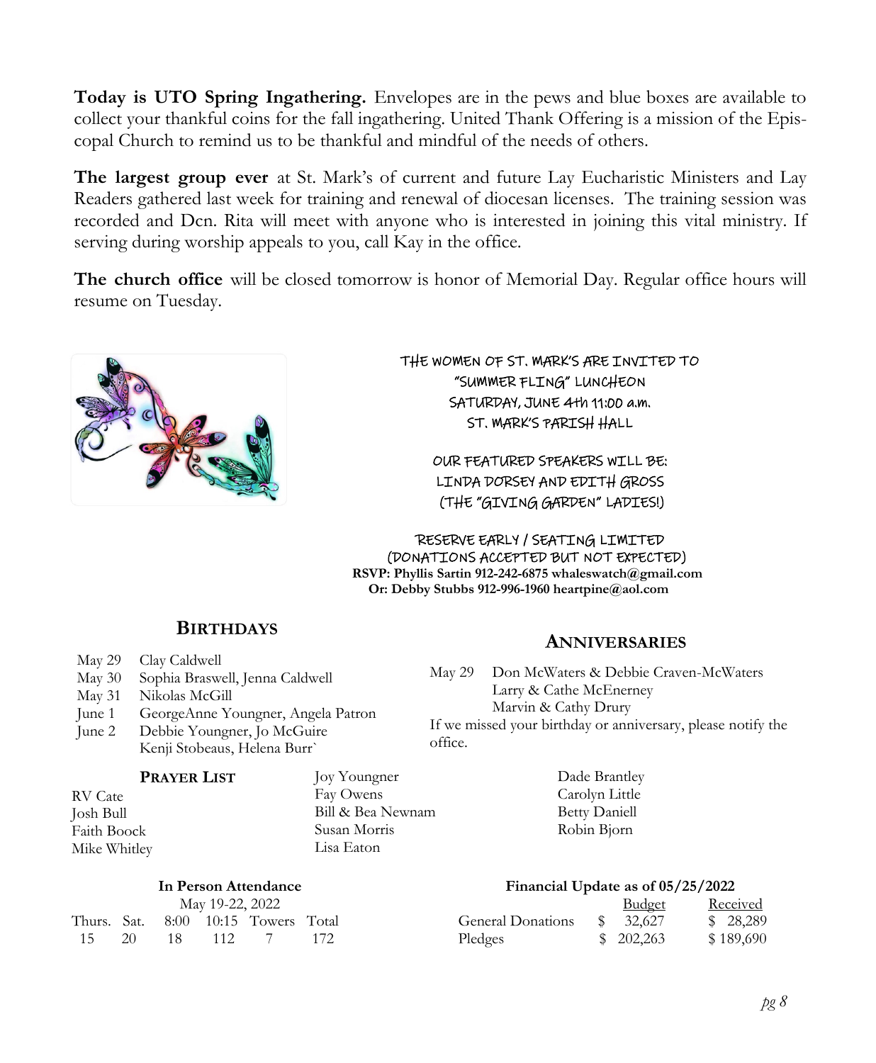**Today is UTO Spring Ingathering.** Envelopes are in the pews and blue boxes are available to collect your thankful coins for the fall ingathering. United Thank Offering is a mission of the Episcopal Church to remind us to be thankful and mindful of the needs of others.

**The largest group ever** at St. Mark's of current and future Lay Eucharistic Ministers and Lay Readers gathered last week for training and renewal of diocesan licenses. The training session was recorded and Dcn. Rita will meet with anyone who is interested in joining this vital ministry. If serving during worship appeals to you, call Kay in the office.

**The church office** will be closed tomorrow is honor of Memorial Day. Regular office hours will resume on Tuesday.

THE WOMEN OF ST. MARK'S ARE INVITED TO
"SUMMER FLING" LUNCHEON
SATURDAY, JUNE 4th 11:00 a.m.
ST. MARK'S PARISH HALL

OUR FEATURED SPEAKERS WILL BE:
LINDA DORSEY AND EDITH GROSS
(THE "GIVING GARDEN" LADIES!)

RESERVE EARLY / SEATING LIMITED
(DONATIONS ACCEPTED BUT NOT EXPECTED)
**RSVP: Phyllis Sartin 912-242-6875 whaleswatch@gmail.com**
**Or: Debby Stubbs 912-996-1960 heartpine@aol.com**

## BIRTHDAYS

| | |
|---|---|
| May 29 | Clay Caldwell |
| May 30 | Sophia Braswell, Jenna Caldwell |
| May 31 | Nikolas McGill |
| June 1 | GeorgeAnne Youngner, Angela Patron |
| June 2 | Debbie Youngner, Jo McGuire |
| | Kenji Stobeaus, Helena Burr` |

## ANNIVERSARIES

| | |
|---|---|
| May 29 | Don McWaters & Debbie Craven-McWaters |
| | Larry & Cathe McEnerney |
| | Marvin & Cathy Drury |

If we missed your birthday or anniversary, please notify the office.

## PRAYER LIST

RV Cate
Josh Bull
Faith Boock
Mike Whitley
Joy Youngner
Fay Owens
Bill & Bea Newnam
Susan Morris
Lisa Eaton
Dade Brantley
Carolyn Little
Betty Daniell
Robin Bjorn

**In Person Attendance**
May 19-22, 2022

| Thurs. | Sat. | 8:00 | 10:15 | Towers | Total |
|---|---|---|---|---|---|
| 15 | 20 | 18 | 112 | 7 | 172 |

**Financial Update as of 05/25/2022**

| | Budget | Received |
|---|---|---|
| General Donations | $ 32,627 | $ 28,289 |
| Pledges | $ 202,263 | $ 189,690 |